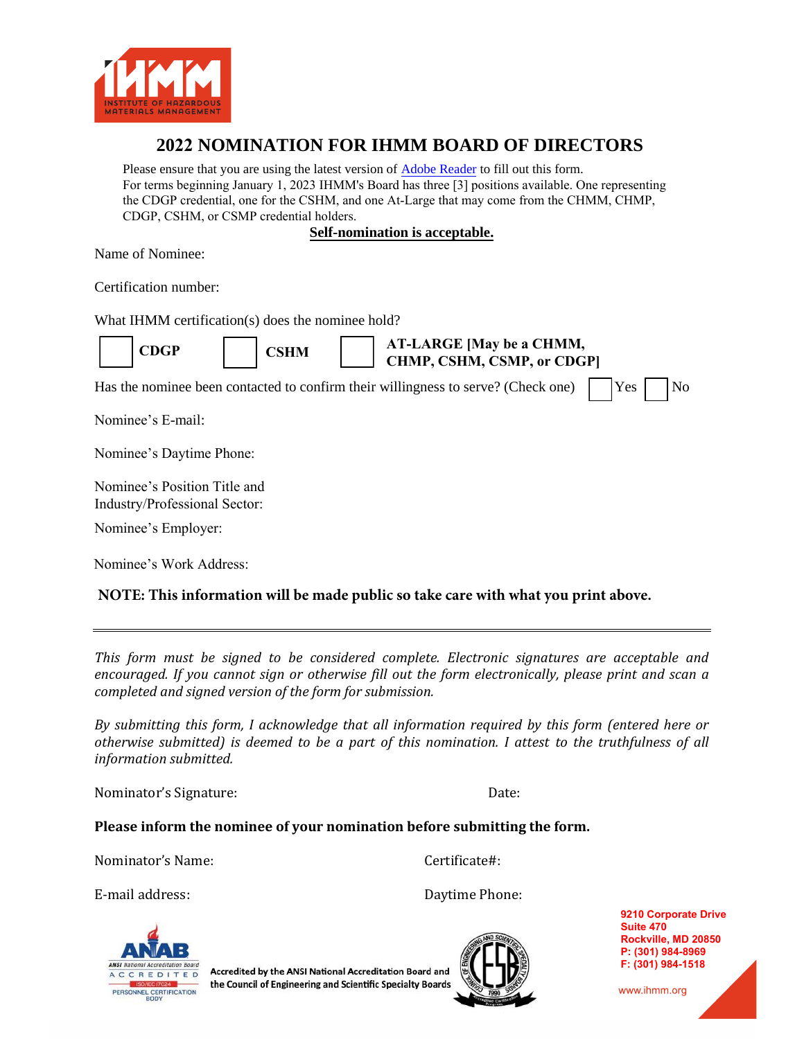# 2022 NOMINATION FOR IHMM BOARD OF DIRECTORS

Please ensure that you are using the latest version of [Adobe Reader](#) to fill out this form.
For terms beginning January 1, 2023 IHMM's Board has three [3] positions available. One representing the CDGP credential, one for the CSHM, and one At-Large that may come from the CHMM, CHMP, CDGP, CSHM, or CSMP credential holders.

**Self-nomination is acceptable.**

Name of Nominee:

Certification number:

What IHMM certification(s) does the nominee hold?

☐ **CDGP** ☐ **CSHM** ☐ **AT-LARGE [May be a CHMM, CHMP, CSHM, CSMP, or CDGP]**

Has the nominee been contacted to confirm their willingness to serve? (Check one) ☐ Yes ☐ No

Nominee's E-mail:

Nominee's Daytime Phone:

Nominee's Position Title and Industry/Professional Sector:

Nominee's Employer:

Nominee's Work Address:

**NOTE: This information will be made public so take care with what you print above.**

---

*This form must be signed to be considered complete. Electronic signatures are acceptable and encouraged. If you cannot sign or otherwise fill out the form electronically, please print and scan a completed and signed version of the form for submission.*

*By submitting this form, I acknowledge that all information required by this form (entered here or otherwise submitted) is deemed to be a part of this nomination. I attest to the truthfulness of all information submitted.*

Nominator's Signature: Date:

**Please inform the nominee of your nomination before submitting the form.**

Nominator's Name: Certificate#:

E-mail address: Daytime Phone:

Accredited by the ANSI National Accreditation Board and the Council of Engineering and Scientific Specialty Boards

9210 Corporate Drive
Suite 470
Rockville, MD 20850
P: (301) 984-8969
F: (301) 984-1518

www.ihmm.org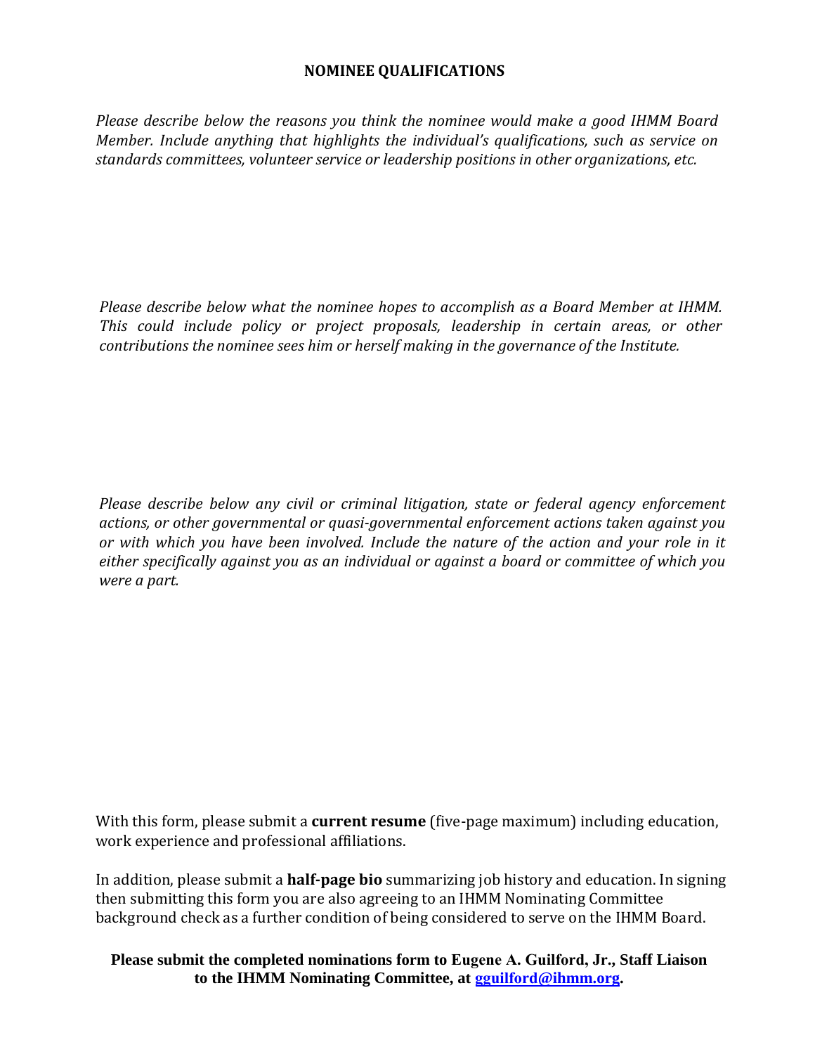## NOMINEE QUALIFICATIONS

*Please describe below the reasons you think the nominee would make a good IHMM Board Member. Include anything that highlights the individual's qualifications, such as service on standards committees, volunteer service or leadership positions in other organizations, etc.*

*Please describe below what the nominee hopes to accomplish as a Board Member at IHMM. This could include policy or project proposals, leadership in certain areas, or other contributions the nominee sees him or herself making in the governance of the Institute.*

*Please describe below any civil or criminal litigation, state or federal agency enforcement actions, or other governmental or quasi-governmental enforcement actions taken against you or with which you have been involved. Include the nature of the action and your role in it either specifically against you as an individual or against a board or committee of which you were a part.*

With this form, please submit a **current resume** (five-page maximum) including education, work experience and professional affiliations.

In addition, please submit a **half-page bio** summarizing job history and education. In signing then submitting this form you are also agreeing to an IHMM Nominating Committee background check as a further condition of being considered to serve on the IHMM Board.

**Please submit the completed nominations form to Eugene A. Guilford, Jr., Staff Liaison to the IHMM Nominating Committee, at gguilford@ihmm.org.**